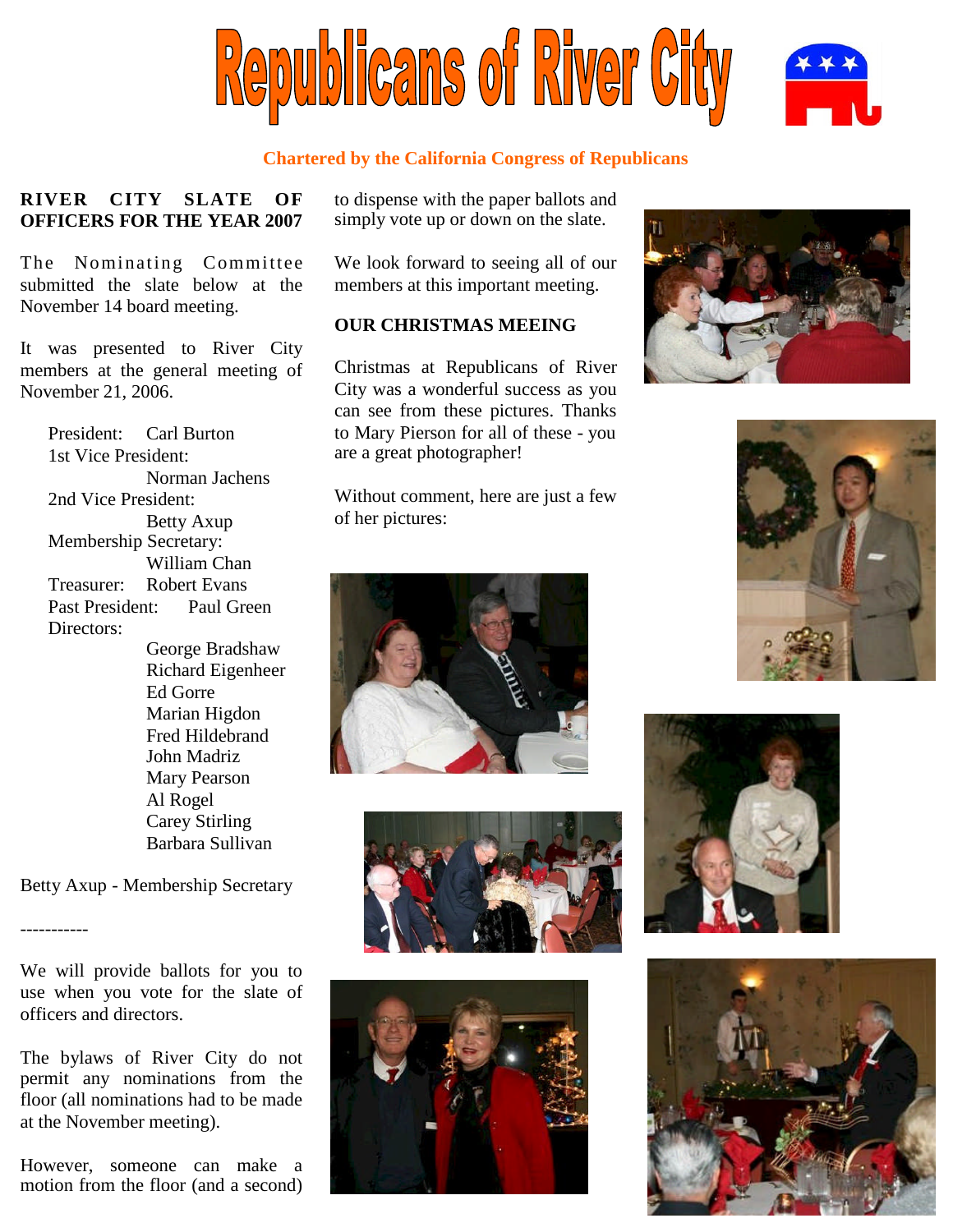# Republicans of River City

**Chartered by the California Congress of Republicans**

## RIVER CITY SLATE OF OFFICERS FOR THE YEAR 2007

The Nominating Committee submitted the slate below at the November 14 board meeting.

It was presented to River City members at the general meeting of November 21, 2006.

President: Carl Burton
1st Vice President: Norman Jachens
2nd Vice President: Betty Axup
Membership Secretary: William Chan
Treasurer: Robert Evans
Past President: Paul Green
Directors:
George Bradshaw
Richard Eigenheer
Ed Gorre
Marian Higdon
Fred Hildebrand
John Madriz
Mary Pearson
Al Rogel
Carey Stirling
Barbara Sullivan

Betty Axup - Membership Secretary

-----------

We will provide ballots for you to use when you vote for the slate of officers and directors.

The bylaws of River City do not permit any nominations from the floor (all nominations had to be made at the November meeting).

However, someone can make a motion from the floor (and a second) to dispense with the paper ballots and simply vote up or down on the slate.

We look forward to seeing all of our members at this important meeting.

## OUR CHRISTMAS MEEING

Christmas at Republicans of River City was a wonderful success as you can see from these pictures. Thanks to Mary Pierson for all of these - you are a great photographer!

Without comment, here are just a few of her pictures: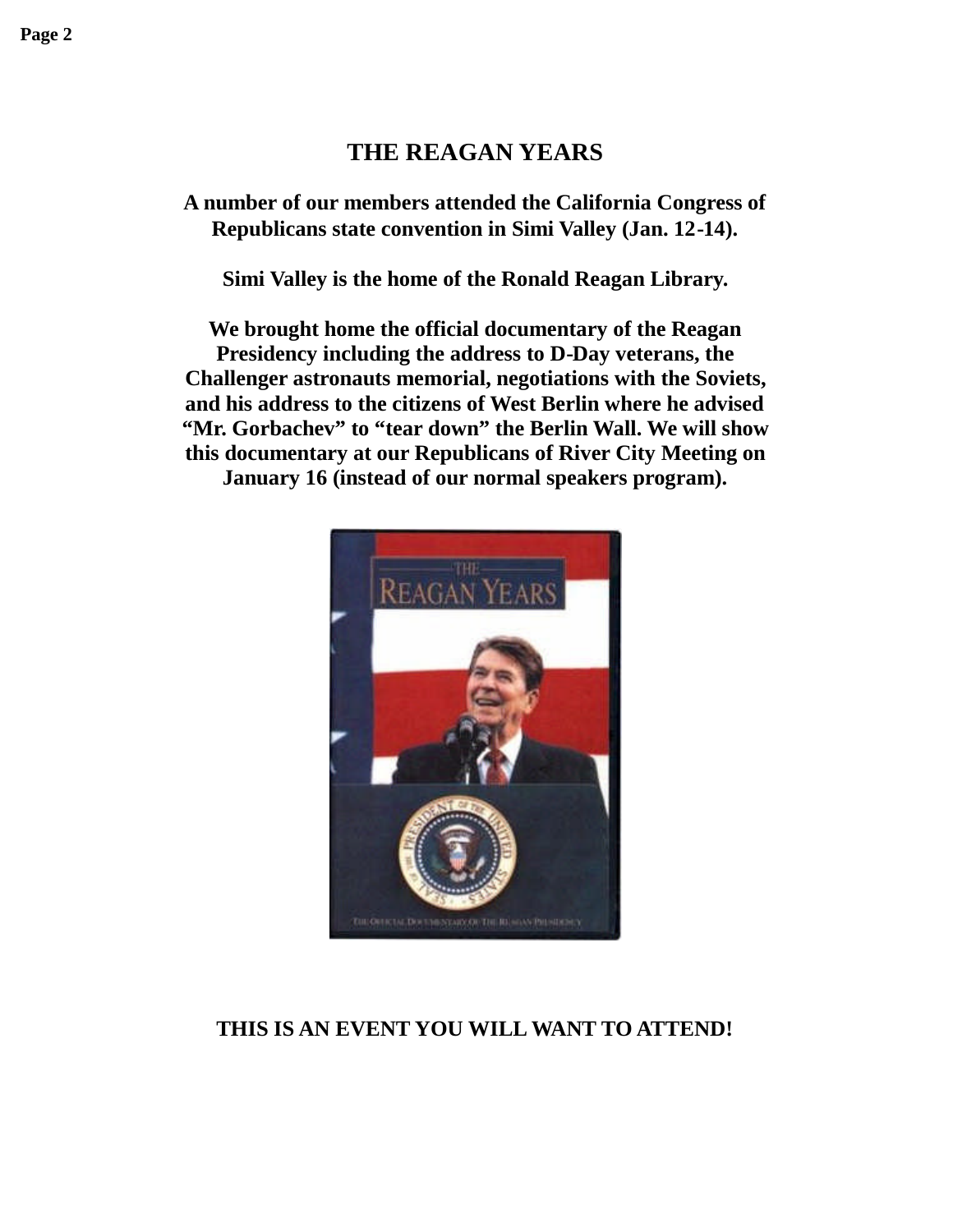# THE REAGAN YEARS

**A number of our members attended the California Congress of Republicans state convention in Simi Valley (Jan. 12-14).**

**Simi Valley is the home of the Ronald Reagan Library.**

**We brought home the official documentary of the Reagan Presidency including the address to D-Day veterans, the Challenger astronauts memorial, negotiations with the Soviets, and his address to the citizens of West Berlin where he advised "Mr. Gorbachev" to "tear down" the Berlin Wall. We will show this documentary at our Republicans of River City Meeting on January 16 (instead of our normal speakers program).**

**THIS IS AN EVENT YOU WILL WANT TO ATTEND!**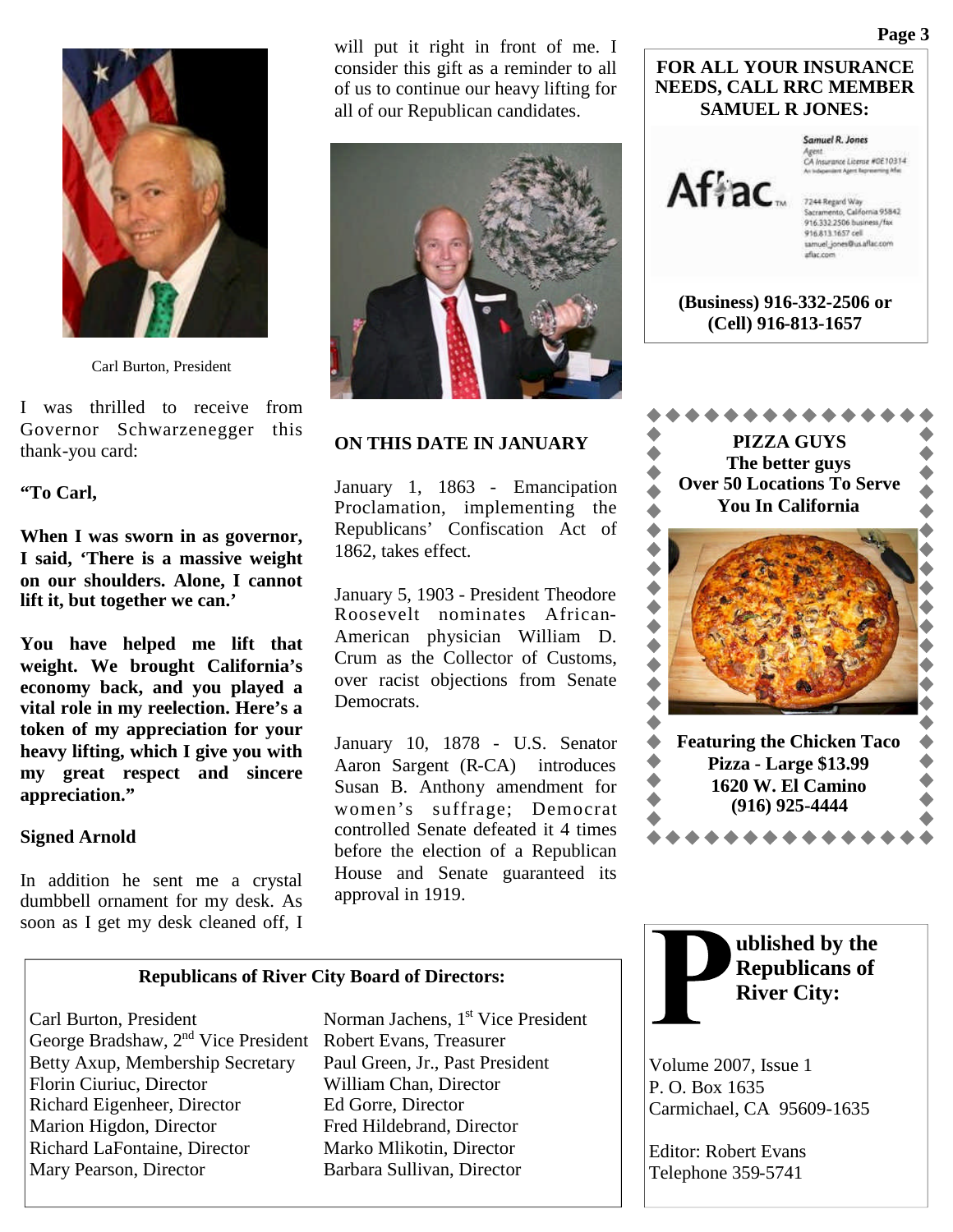Carl Burton, President

I was thrilled to receive from Governor Schwarzenegger this thank-you card:

**"To Carl,**

**When I was sworn in as governor, I said, 'There is a massive weight on our shoulders. Alone, I cannot lift it, but together we can.'**

**You have helped me lift that weight. We brought California's economy back, and you played a vital role in my reelection. Here's a token of my appreciation for your heavy lifting, which I give you with my great respect and sincere appreciation."**

**Signed Arnold**

In addition he sent me a crystal dumbbell ornament for my desk. As soon as I get my desk cleaned off, I will put it right in front of me. I consider this gift as a reminder to all of us to continue our heavy lifting for all of our Republican candidates.

## ON THIS DATE IN JANUARY

January 1, 1863 - Emancipation Proclamation, implementing the Republicans' Confiscation Act of 1862, takes effect.

January 5, 1903 - President Theodore Roosevelt nominates African-American physician William D. Crum as the Collector of Customs, over racist objections from Senate Democrats.

January 10, 1878 - U.S. Senator Aaron Sargent (R-CA) introduces Susan B. Anthony amendment for women's suffrage; Democrat controlled Senate defeated it 4 times before the election of a Republican House and Senate guaranteed its approval in 1919.

**FOR ALL YOUR INSURANCE NEEDS, CALL RRC MEMBER SAMUEL R JONES:**

Aflac

Samuel R. Jones
Agent
CA Insurance License #0E10314
An Independent Agent Representing Aflac

7244 Regard Way
Sacramento, California 95842
916.332.2506 business/fax
916.813.1657 cell
samuel_jones@us.aflac.com
aflac.com

**(Business) 916-332-2506 or (Cell) 916-813-1657**

**PIZZA GUYS**
**The better guys**
**Over 50 Locations To Serve You In California**

**Featuring the Chicken Taco Pizza - Large $13.99**
**1620 W. El Camino**
**(916) 925-4444**

### Republicans of River City Board of Directors:

Carl Burton, President
Norman Jachens, 1st Vice President
George Bradshaw, 2nd Vice President
Robert Evans, Treasurer
Betty Axup, Membership Secretary
Paul Green, Jr., Past President
Florin Ciuriuc, Director
William Chan, Director
Richard Eigenheer, Director
Ed Gorre, Director
Marion Higdon, Director
Fred Hildebrand, Director
Richard LaFontaine, Director
Marko Mlikotin, Director
Mary Pearson, Director
Barbara Sullivan, Director

**Published by the Republicans of River City:**

Volume 2007, Issue 1
P. O. Box 1635
Carmichael, CA 95609-1635

Editor: Robert Evans
Telephone 359-5741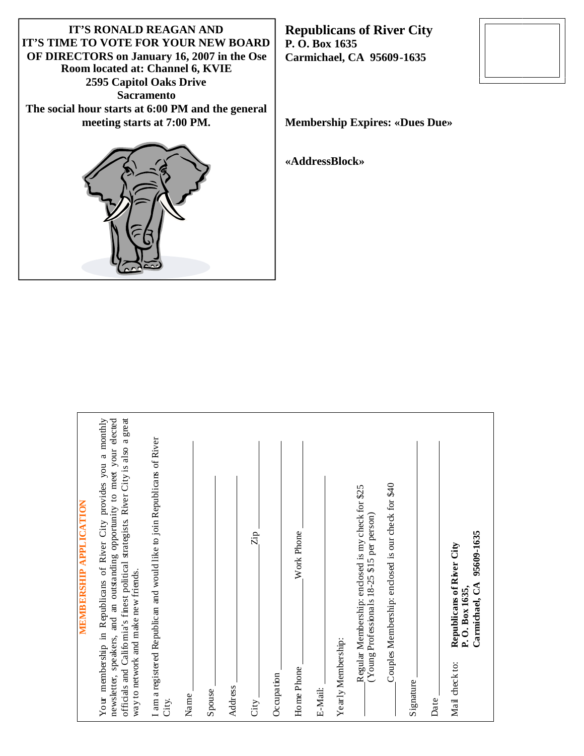**IT'S RONALD REAGAN AND IT'S TIME TO VOTE FOR YOUR NEW BOARD OF DIRECTORS on January 16, 2007 in the Ose Room located at: Channel 6, KVIE**
**2595 Capitol Oaks Drive**
**Sacramento**
**The social hour starts at 6:00 PM and the general meeting starts at 7:00 PM.**

**Republicans of River City**
**P. O. Box 1635**
**Carmichael, CA 95609-1635**

**Membership Expires: «Dues Due»**

**«AddressBlock»**

## MEMBERSHIP APPLICATION

Your membership in Republicans of River City provides you a monthly newsletter, speakers, and an outstanding opportunity to meet your elected officials and California's finest political strategists. River City is also a great way to network and make new friends.

I am a registered Republican and would like to join Republicans of River City.

Name ______________________

Spouse ______________________

Address ______________________

City ____________ Zip ____________

Occupation ______________________

Home Phone ____________ Work Phone ____________

E-Mail: ______________________

Yearly Membership:

____ Regular Membership: enclosed is my check for $25 (Young Professionals 18-25 $15 per person)

____ Couples Membership: enclosed is our check for $40

Signature ______________________

Date ______________________

Mail check to: **Republicans of River City**
**P. O. Box 1635,**
**Carmichael, CA 95609-1635**